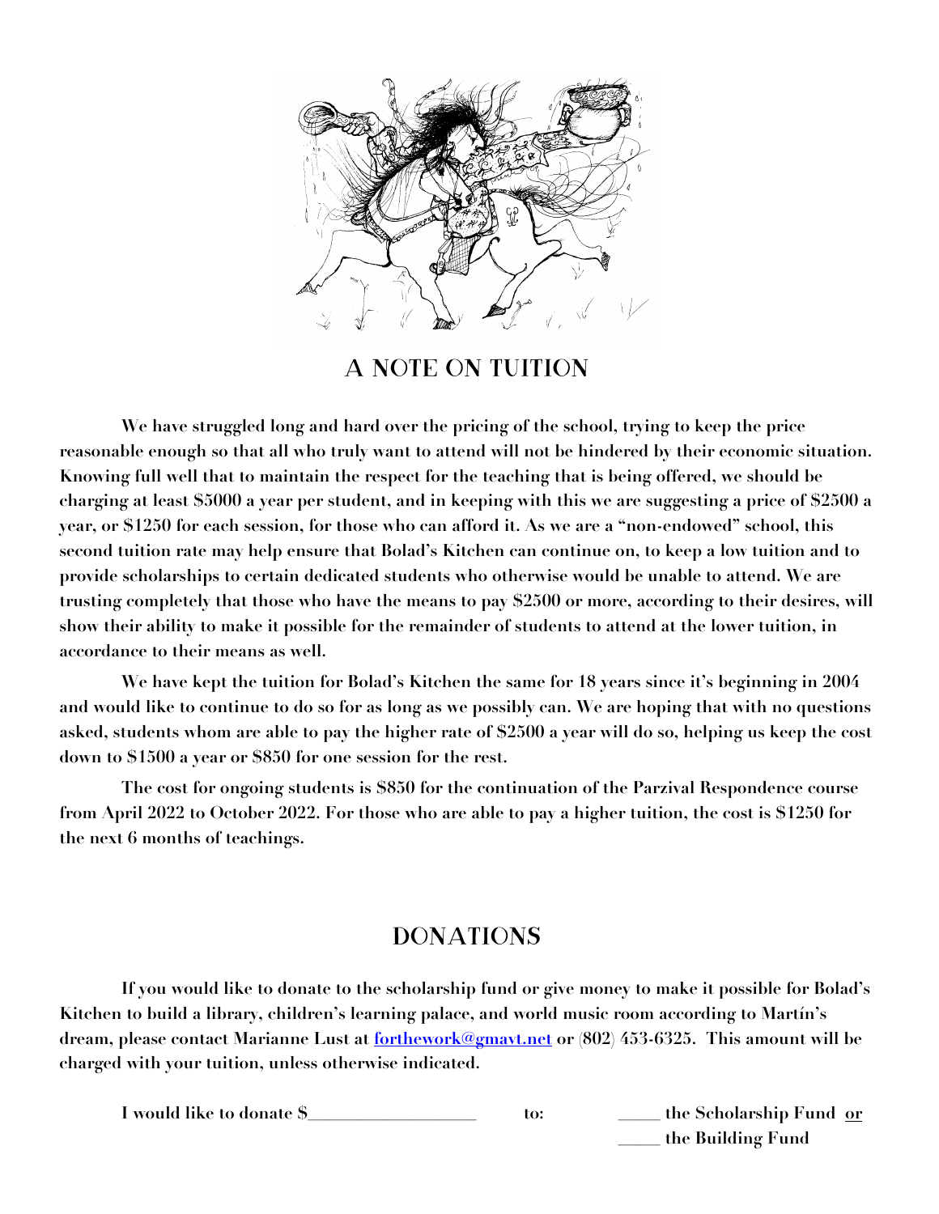## A NOTE ON TUITION

**We have struggled long and hard over the pricing of the school, trying to keep the price reasonable enough so that all who truly want to attend will not be hindered by their economic situation. Knowing full well that to maintain the respect for the teaching that is being offered, we should be charging at least $5000 a year per student, and in keeping with this we are suggesting a price of $2500 a year, or $1250 for each session, for those who can afford it. As we are a "non-endowed" school, this second tuition rate may help ensure that Bolad's Kitchen can continue on, to keep a low tuition and to provide scholarships to certain dedicated students who otherwise would be unable to attend. We are trusting completely that those who have the means to pay $2500 or more, according to their desires, will show their ability to make it possible for the remainder of students to attend at the lower tuition, in accordance to their means as well.**

**We have kept the tuition for Bolad's Kitchen the same for 18 years since it's beginning in 2004 and would like to continue to do so for as long as we possibly can. We are hoping that with no questions asked, students whom are able to pay the higher rate of $2500 a year will do so, helping us keep the cost down to $1500 a year or $850 for one session for the rest.**

**The cost for ongoing students is $850 for the continuation of the Parzival Respondence course from April 2022 to October 2022. For those who are able to pay a higher tuition, the cost is $1250 for the next 6 months of teachings.**

## DONATIONS

**If you would like to donate to the scholarship fund or give money to make it possible for Bolad's Kitchen to build a library, children's learning palace, and world music room according to Martín's dream, please contact Marianne Lust at [forthework@gmavt.net](mailto:forthework@gmavt.net) or (802) 453-6325. This amount will be charged with your tuition, unless otherwise indicated.**

**I would like to donate $\_\_\_\_\_\_\_\_\_\_\_\_\_\_\_\_\_\_\_ to: \_\_\_\_\_ the Scholarship Fund <u>or</u>**
**\_\_\_\_\_ the Building Fund**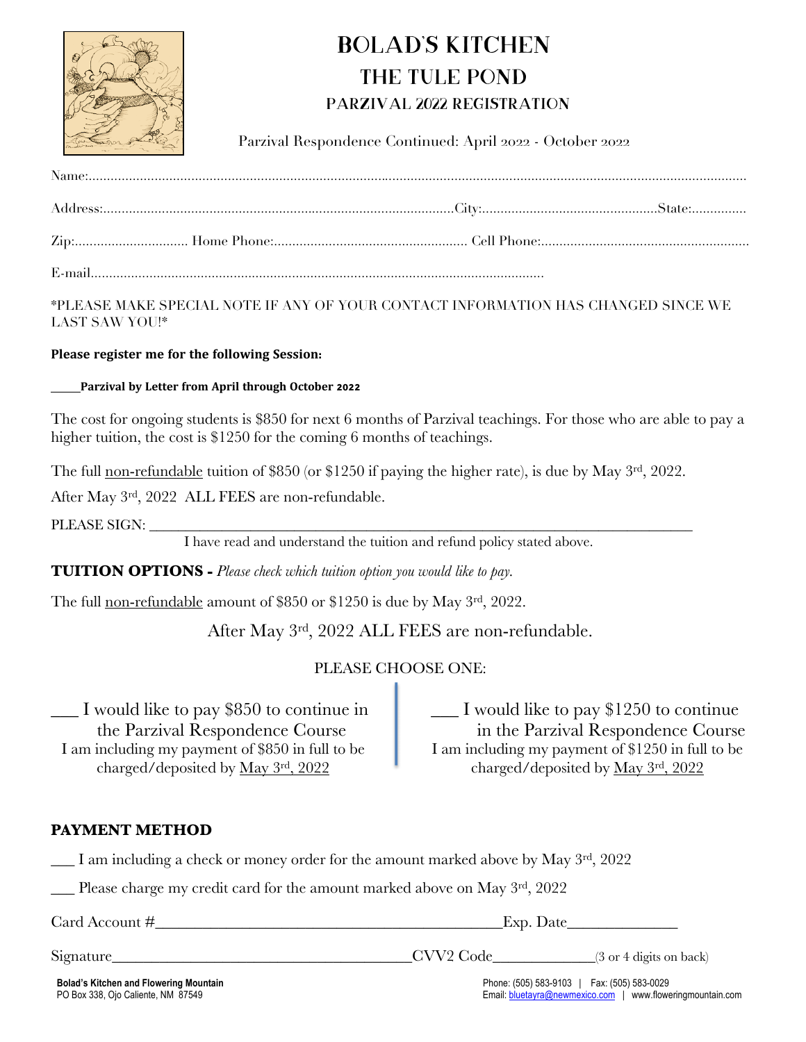# BOLAD'S KITCHEN

## THE TULE POND

### PARZIVAL 2022 REGISTRATION

Parzival Respondence Continued: April 2022 - October 2022

Name:........................................................................................................................................................................................

Address:..............................................................................................City:...............................................State:...............

Zip:.............................. Home Phone:.................................................... Cell Phone:........................................................

E-mail...........................................................................................................................

*PLEASE MAKE SPECIAL NOTE IF ANY OF YOUR CONTACT INFORMATION HAS CHANGED SINCE WE LAST SAW YOU!*

**Please register me for the following Session:**

**____Parzival by Letter from April through October 2022**

The cost for ongoing students is $850 for next 6 months of Parzival teachings. For those who are able to pay a higher tuition, the cost is $1250 for the coming 6 months of teachings.

The full non-refundable tuition of $850 (or $1250 if paying the higher rate), is due by May 3rd, 2022.

After May 3rd, 2022 ALL FEES are non-refundable.

PLEASE SIGN: ___________________________________________________________________

I have read and understand the tuition and refund policy stated above.

**TUITION OPTIONS -** *Please check which tuition option you would like to pay.*

The full non-refundable amount of $850 or $1250 is due by May 3rd, 2022.

After May 3rd, 2022 ALL FEES are non-refundable.

PLEASE CHOOSE ONE:

___ I would like to pay $850 to continue in the Parzival Respondence Course
I am including my payment of $850 in full to be charged/deposited by May 3rd, 2022

___ I would like to pay $1250 to continue in the Parzival Respondence Course
I am including my payment of $1250 in full to be charged/deposited by May 3rd, 2022

**PAYMENT METHOD**

___ I am including a check or money order for the amount marked above by May 3rd, 2022

___ Please charge my credit card for the amount marked above on May 3rd, 2022

Card Account #_________________________________________Exp. Date_____________

Signature___________________________________CVV2 Code____________(3 or 4 digits on back)

**Bolad's Kitchen and Flowering Mountain**
PO Box 338, Ojo Caliente, NM 87549

Phone: (505) 583-9103 | Fax: (505) 583-0029
Email: bluetayra@newmexico.com | www.floweringmountain.com